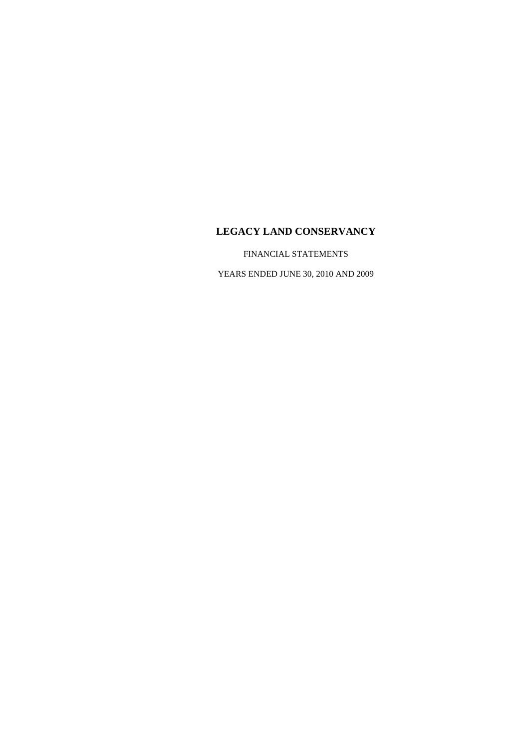# LEGACY LAND CONSERVANCY

FINANCIAL STATEMENTS

YEARS ENDED JUNE 30, 2010 AND 2009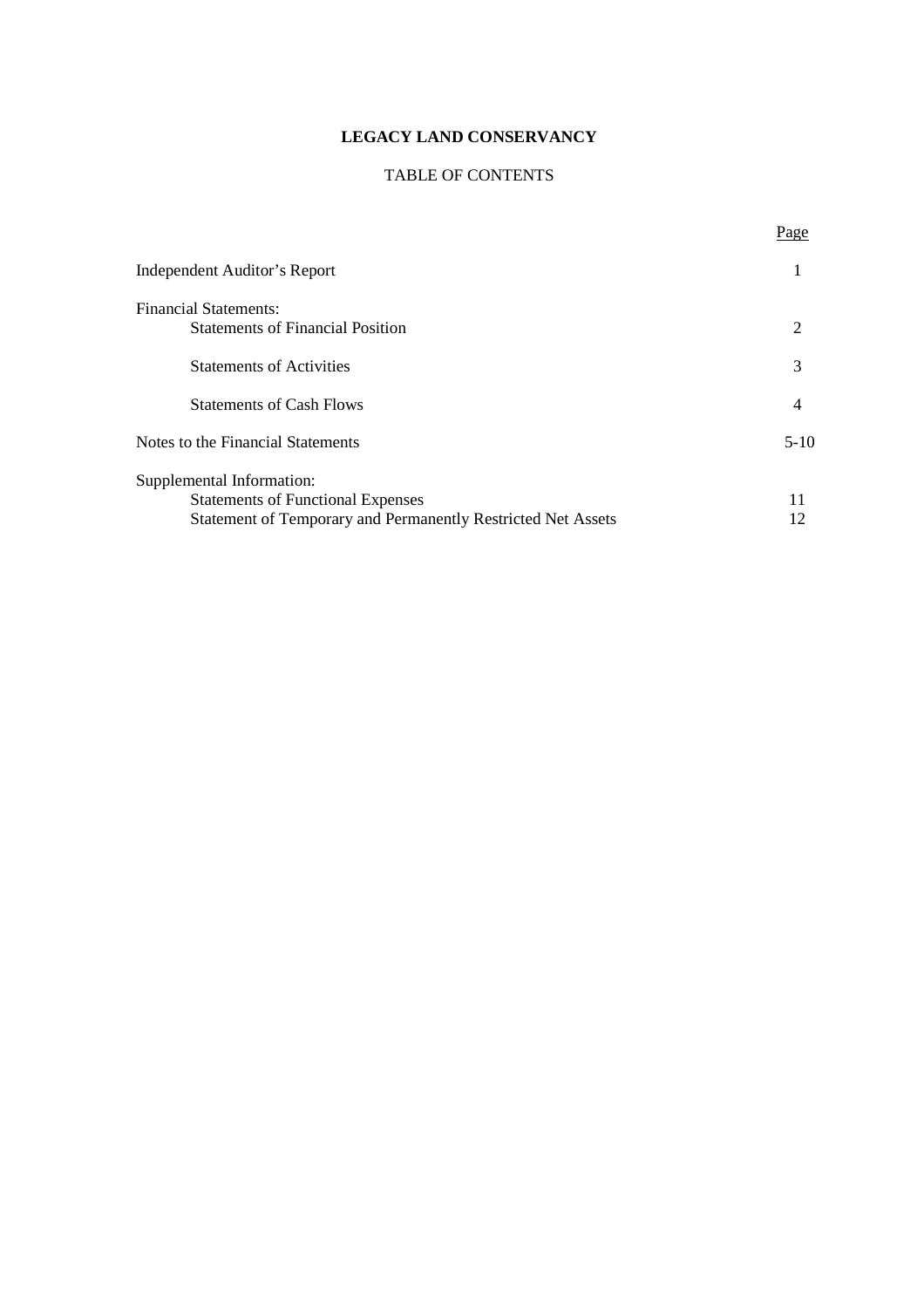# LEGACY LAND CONSERVANCY

## TABLE OF CONTENTS

| | Page |
|---|---|
| Independent Auditor's Report | 1 |
| Financial Statements: | |
| Statements of Financial Position | 2 |
| Statements of Activities | 3 |
| Statements of Cash Flows | 4 |
| Notes to the Financial Statements | 5-10 |
| Supplemental Information: | |
| Statements of Functional Expenses | 11 |
| Statement of Temporary and Permanently Restricted Net Assets | 12 |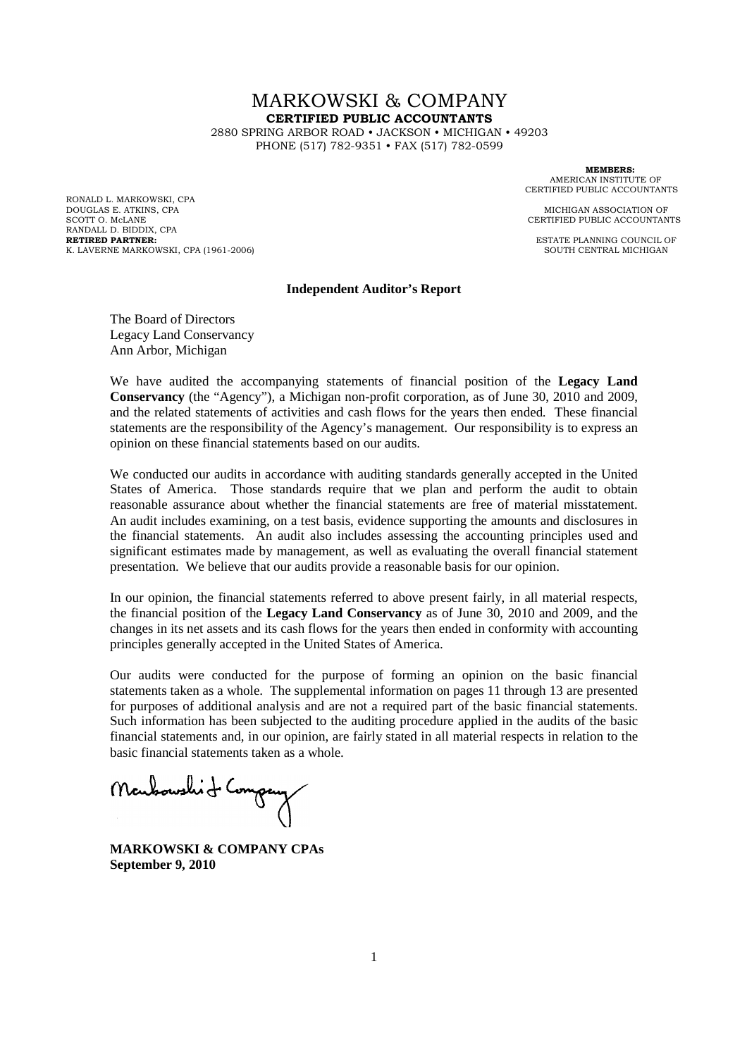# MARKOWSKI & COMPANY

**CERTIFIED PUBLIC ACCOUNTANTS**

2880 SPRING ARBOR ROAD • JACKSON • MICHIGAN • 49203
PHONE (517) 782-9351 • FAX (517) 782-0599

RONALD L. MARKOWSKI, CPA
DOUGLAS E. ATKINS, CPA
SCOTT O. McLANE
RANDALL D. BIDDIX, CPA
**RETIRED PARTNER:**
K. LAVERNE MARKOWSKI, CPA (1961-2006)

**MEMBERS:**
AMERICAN INSTITUTE OF CERTIFIED PUBLIC ACCOUNTANTS

MICHIGAN ASSOCIATION OF CERTIFIED PUBLIC ACCOUNTANTS

ESTATE PLANNING COUNCIL OF SOUTH CENTRAL MICHIGAN

## Independent Auditor's Report

The Board of Directors
Legacy Land Conservancy
Ann Arbor, Michigan

We have audited the accompanying statements of financial position of the **Legacy Land Conservancy** (the "Agency"), a Michigan non-profit corporation, as of June 30, 2010 and 2009, and the related statements of activities and cash flows for the years then ended. These financial statements are the responsibility of the Agency's management. Our responsibility is to express an opinion on these financial statements based on our audits.

We conducted our audits in accordance with auditing standards generally accepted in the United States of America. Those standards require that we plan and perform the audit to obtain reasonable assurance about whether the financial statements are free of material misstatement. An audit includes examining, on a test basis, evidence supporting the amounts and disclosures in the financial statements. An audit also includes assessing the accounting principles used and significant estimates made by management, as well as evaluating the overall financial statement presentation. We believe that our audits provide a reasonable basis for our opinion.

In our opinion, the financial statements referred to above present fairly, in all material respects, the financial position of the **Legacy Land Conservancy** as of June 30, 2010 and 2009, and the changes in its net assets and its cash flows for the years then ended in conformity with accounting principles generally accepted in the United States of America.

Our audits were conducted for the purpose of forming an opinion on the basic financial statements taken as a whole. The supplemental information on pages 11 through 13 are presented for purposes of additional analysis and are not a required part of the basic financial statements. Such information has been subjected to the auditing procedure applied in the audits of the basic financial statements and, in our opinion, are fairly stated in all material respects in relation to the basic financial statements taken as a whole.

Markowski & Company

**MARKOWSKI & COMPANY CPAs**
**September 9, 2010**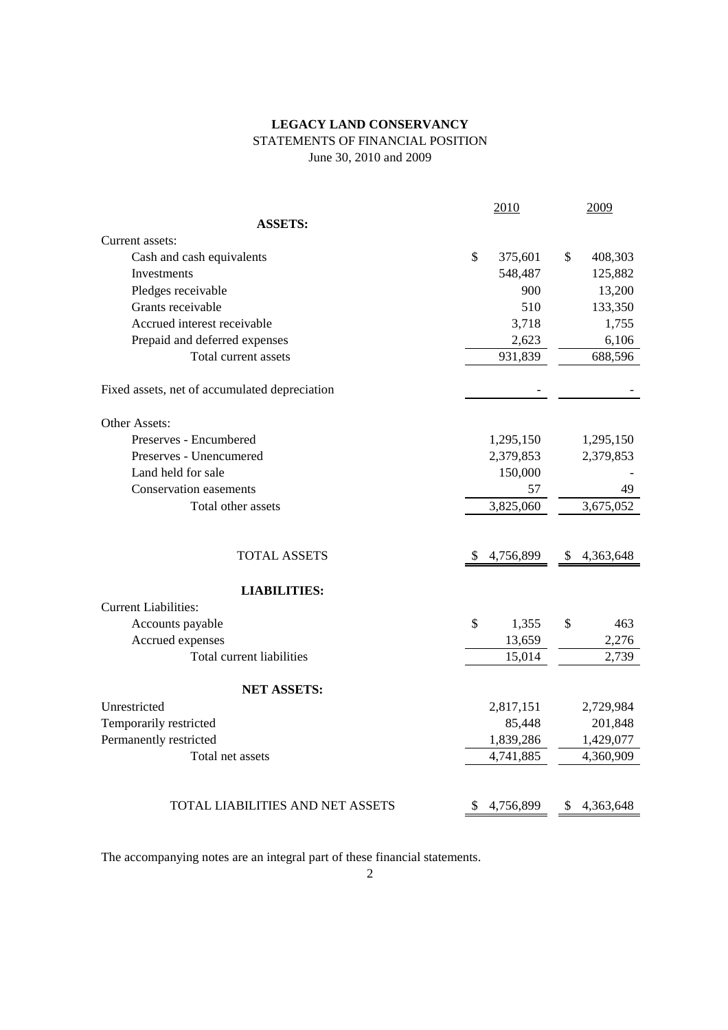**LEGACY LAND CONSERVANCY**

STATEMENTS OF FINANCIAL POSITION

June 30, 2010 and 2009

| | 2010 | 2009 |
|---|---|---|
| **ASSETS:** | | |
| Current assets: | | |
| Cash and cash equivalents | $ 375,601 | $ 408,303 |
| Investments | 548,487 | 125,882 |
| Pledges receivable | 900 | 13,200 |
| Grants receivable | 510 | 133,350 |
| Accrued interest receivable | 3,718 | 1,755 |
| Prepaid and deferred expenses | 2,623 | 6,106 |
| Total current assets | 931,839 | 688,596 |
| Fixed assets, net of accumulated depreciation | - | - |
| Other Assets: | | |
| Preserves - Encumbered | 1,295,150 | 1,295,150 |
| Preserves - Unencumered | 2,379,853 | 2,379,853 |
| Land held for sale | 150,000 | - |
| Conservation easements | 57 | 49 |
| Total other assets | 3,825,060 | 3,675,052 |
| TOTAL ASSETS | $ 4,756,899 | $ 4,363,648 |
| **LIABILITIES:** | | |
| Current Liabilities: | | |
| Accounts payable | $ 1,355 | $ 463 |
| Accrued expenses | 13,659 | 2,276 |
| Total current liabilities | 15,014 | 2,739 |
| **NET ASSETS:** | | |
| Unrestricted | 2,817,151 | 2,729,984 |
| Temporarily restricted | 85,448 | 201,848 |
| Permanently restricted | 1,839,286 | 1,429,077 |
| Total net assets | 4,741,885 | 4,360,909 |
| TOTAL LIABILITIES AND NET ASSETS | $ 4,756,899 | $ 4,363,648 |

The accompanying notes are an integral part of these financial statements.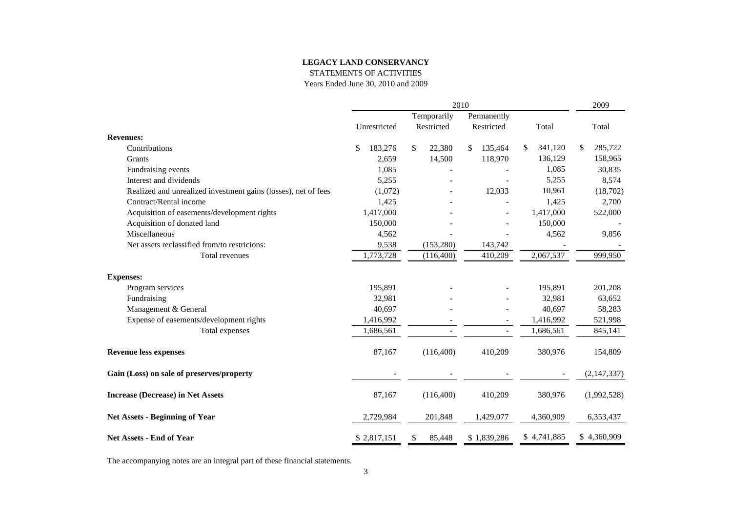**LEGACY LAND CONSERVANCY**

STATEMENTS OF ACTIVITIES

Years Ended June 30, 2010 and 2009

| | 2010 | | | | 2009 |
|---|---|---|---|---|---|
| | Unrestricted | Temporarily Restricted | Permanently Restricted | Total | Total |
| **Revenues:** | | | | | |
| Contributions | $ 183,276 | $ 22,380 | $ 135,464 | $ 341,120 | $ 285,722 |
| Grants | 2,659 | 14,500 | 118,970 | 136,129 | 158,965 |
| Fundraising events | 1,085 | - | - | 1,085 | 30,835 |
| Interest and dividends | 5,255 | - | - | 5,255 | 8,574 |
| Realized and unrealized investment gains (losses), net of fees | (1,072) | - | 12,033 | 10,961 | (18,702) |
| Contract/Rental income | 1,425 | - | - | 1,425 | 2,700 |
| Acquisition of easements/development rights | 1,417,000 | - | - | 1,417,000 | 522,000 |
| Acquisition of donated land | 150,000 | - | - | 150,000 | - |
| Miscellaneous | 4,562 | - | - | 4,562 | 9,856 |
| Net assets reclassified from/to restricions: | 9,538 | (153,280) | 143,742 | - | - |
| Total revenues | 1,773,728 | (116,400) | 410,209 | 2,067,537 | 999,950 |
| **Expenses:** | | | | | |
| Program services | 195,891 | - | - | 195,891 | 201,208 |
| Fundraising | 32,981 | - | - | 32,981 | 63,652 |
| Management & General | 40,697 | - | - | 40,697 | 58,283 |
| Expense of easements/development rights | 1,416,992 | - | - | 1,416,992 | 521,998 |
| Total expenses | 1,686,561 | - | - | 1,686,561 | 845,141 |
| **Revenue less expenses** | 87,167 | (116,400) | 410,209 | 380,976 | 154,809 |
| **Gain (Loss) on sale of preserves/property** | - | - | - | - | (2,147,337) |
| **Increase (Decrease) in Net Assets** | 87,167 | (116,400) | 410,209 | 380,976 | (1,992,528) |
| **Net Assets - Beginning of Year** | 2,729,984 | 201,848 | 1,429,077 | 4,360,909 | 6,353,437 |
| **Net Assets - End of Year** | $ 2,817,151 | $ 85,448 | $ 1,839,286 | $ 4,741,885 | $ 4,360,909 |

The accompanying notes are an integral part of these financial statements.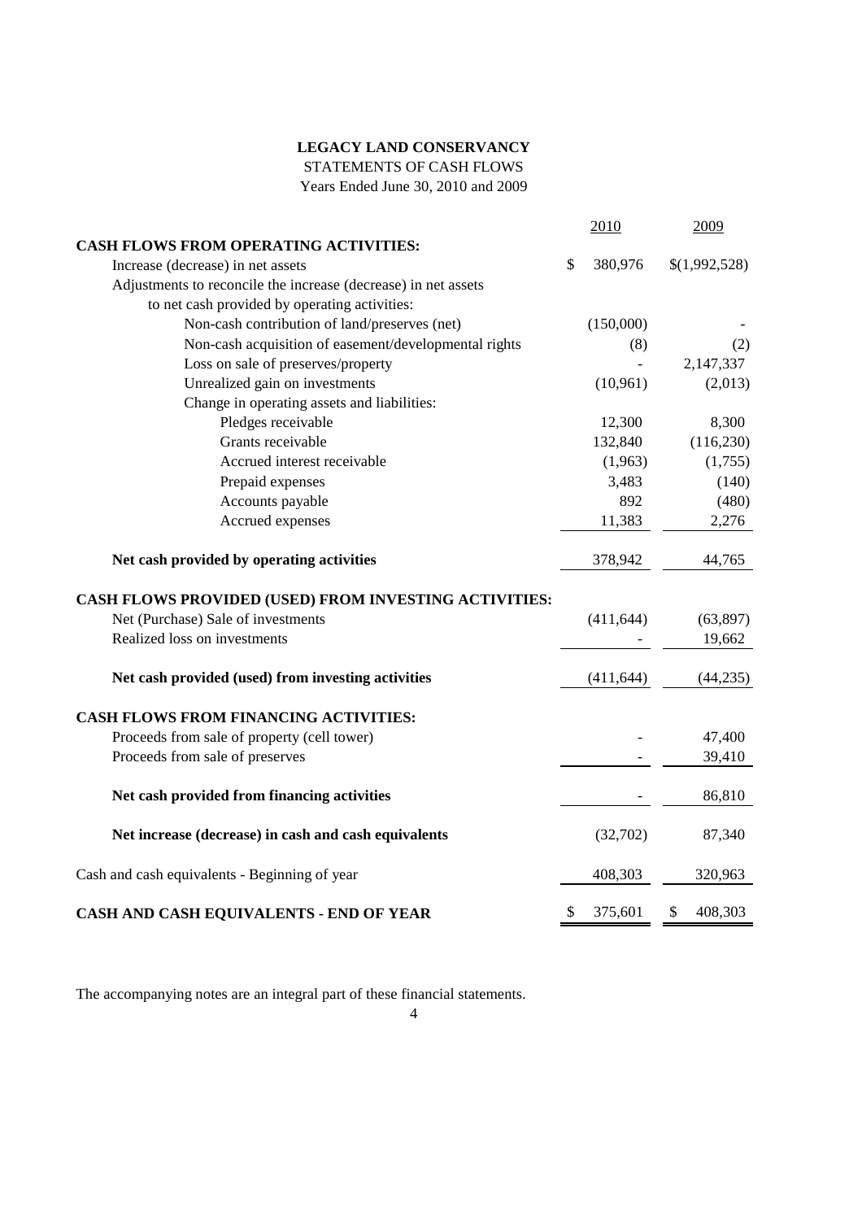**LEGACY LAND CONSERVANCY**

STATEMENTS OF CASH FLOWS

Years Ended June 30, 2010 and 2009

| | 2010 | 2009 |
|---|---|---|
| **CASH FLOWS FROM OPERATING ACTIVITIES:** | | |
| Increase (decrease) in net assets | $ 380,976 | $(1,992,528) |
| Adjustments to reconcile the increase (decrease) in net assets to net cash provided by operating activities: | | |
| Non-cash contribution of land/preserves (net) | (150,000) | - |
| Non-cash acquisition of easement/developmental rights | (8) | (2) |
| Loss on sale of preserves/property | - | 2,147,337 |
| Unrealized gain on investments | (10,961) | (2,013) |
| Change in operating assets and liabilities: | | |
| Pledges receivable | 12,300 | 8,300 |
| Grants receivable | 132,840 | (116,230) |
| Accrued interest receivable | (1,963) | (1,755) |
| Prepaid expenses | 3,483 | (140) |
| Accounts payable | 892 | (480) |
| Accrued expenses | 11,383 | 2,276 |
| **Net cash provided by operating activities** | 378,942 | 44,765 |
| **CASH FLOWS PROVIDED (USED) FROM INVESTING ACTIVITIES:** | | |
| Net (Purchase) Sale of investments | (411,644) | (63,897) |
| Realized loss on investments | - | 19,662 |
| **Net cash provided (used) from investing activities** | (411,644) | (44,235) |
| **CASH FLOWS FROM FINANCING ACTIVITIES:** | | |
| Proceeds from sale of property (cell tower) | - | 47,400 |
| Proceeds from sale of preserves | - | 39,410 |
| **Net cash provided from financing activities** | - | 86,810 |
| **Net increase (decrease) in cash and cash equivalents** | (32,702) | 87,340 |
| Cash and cash equivalents - Beginning of year | 408,303 | 320,963 |
| **CASH AND CASH EQUIVALENTS - END OF YEAR** | $ 375,601 | $ 408,303 |

The accompanying notes are an integral part of these financial statements.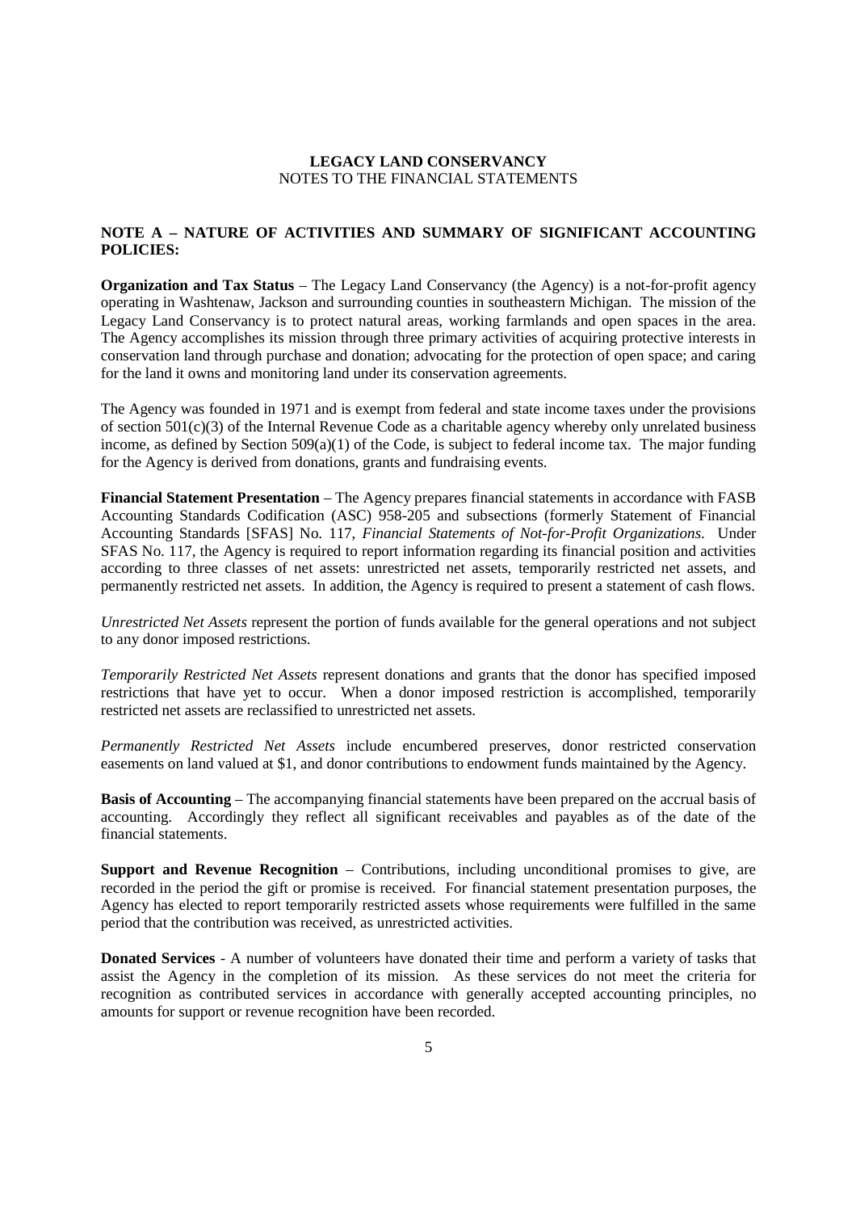**LEGACY LAND CONSERVANCY**
NOTES TO THE FINANCIAL STATEMENTS

## NOTE A – NATURE OF ACTIVITIES AND SUMMARY OF SIGNIFICANT ACCOUNTING POLICIES:

**Organization and Tax Status** – The Legacy Land Conservancy (the Agency) is a not-for-profit agency operating in Washtenaw, Jackson and surrounding counties in southeastern Michigan. The mission of the Legacy Land Conservancy is to protect natural areas, working farmlands and open spaces in the area. The Agency accomplishes its mission through three primary activities of acquiring protective interests in conservation land through purchase and donation; advocating for the protection of open space; and caring for the land it owns and monitoring land under its conservation agreements.

The Agency was founded in 1971 and is exempt from federal and state income taxes under the provisions of section 501(c)(3) of the Internal Revenue Code as a charitable agency whereby only unrelated business income, as defined by Section 509(a)(1) of the Code, is subject to federal income tax. The major funding for the Agency is derived from donations, grants and fundraising events.

**Financial Statement Presentation** – The Agency prepares financial statements in accordance with FASB Accounting Standards Codification (ASC) 958-205 and subsections (formerly Statement of Financial Accounting Standards [SFAS] No. 117, *Financial Statements of Not-for-Profit Organizations*. Under SFAS No. 117, the Agency is required to report information regarding its financial position and activities according to three classes of net assets: unrestricted net assets, temporarily restricted net assets, and permanently restricted net assets. In addition, the Agency is required to present a statement of cash flows.

*Unrestricted Net Assets* represent the portion of funds available for the general operations and not subject to any donor imposed restrictions.

*Temporarily Restricted Net Assets* represent donations and grants that the donor has specified imposed restrictions that have yet to occur. When a donor imposed restriction is accomplished, temporarily restricted net assets are reclassified to unrestricted net assets.

*Permanently Restricted Net Assets* include encumbered preserves, donor restricted conservation easements on land valued at $1, and donor contributions to endowment funds maintained by the Agency.

**Basis of Accounting** – The accompanying financial statements have been prepared on the accrual basis of accounting. Accordingly they reflect all significant receivables and payables as of the date of the financial statements.

**Support and Revenue Recognition** – Contributions, including unconditional promises to give, are recorded in the period the gift or promise is received. For financial statement presentation purposes, the Agency has elected to report temporarily restricted assets whose requirements were fulfilled in the same period that the contribution was received, as unrestricted activities.

**Donated Services** - A number of volunteers have donated their time and perform a variety of tasks that assist the Agency in the completion of its mission. As these services do not meet the criteria for recognition as contributed services in accordance with generally accepted accounting principles, no amounts for support or revenue recognition have been recorded.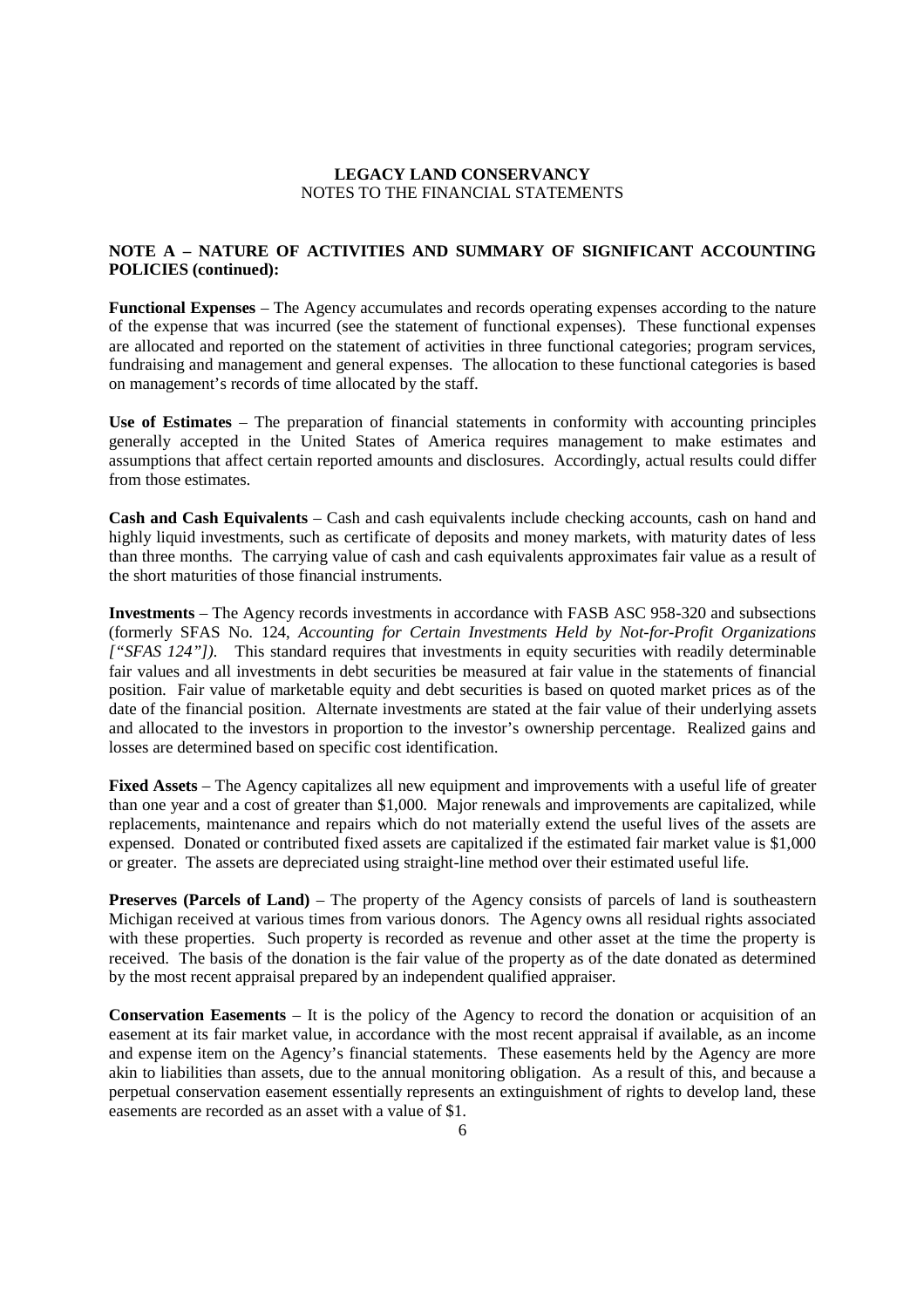**LEGACY LAND CONSERVANCY**
NOTES TO THE FINANCIAL STATEMENTS

**NOTE A – NATURE OF ACTIVITIES AND SUMMARY OF SIGNIFICANT ACCOUNTING POLICIES (continued):**

**Functional Expenses** – The Agency accumulates and records operating expenses according to the nature of the expense that was incurred (see the statement of functional expenses). These functional expenses are allocated and reported on the statement of activities in three functional categories; program services, fundraising and management and general expenses. The allocation to these functional categories is based on management's records of time allocated by the staff.

**Use of Estimates** – The preparation of financial statements in conformity with accounting principles generally accepted in the United States of America requires management to make estimates and assumptions that affect certain reported amounts and disclosures. Accordingly, actual results could differ from those estimates.

**Cash and Cash Equivalents** – Cash and cash equivalents include checking accounts, cash on hand and highly liquid investments, such as certificate of deposits and money markets, with maturity dates of less than three months. The carrying value of cash and cash equivalents approximates fair value as a result of the short maturities of those financial instruments.

**Investments** – The Agency records investments in accordance with FASB ASC 958-320 and subsections (formerly SFAS No. 124, *Accounting for Certain Investments Held by Not-for-Profit Organizations ["SFAS 124"])*. This standard requires that investments in equity securities with readily determinable fair values and all investments in debt securities be measured at fair value in the statements of financial position. Fair value of marketable equity and debt securities is based on quoted market prices as of the date of the financial position. Alternate investments are stated at the fair value of their underlying assets and allocated to the investors in proportion to the investor's ownership percentage. Realized gains and losses are determined based on specific cost identification.

**Fixed Assets** – The Agency capitalizes all new equipment and improvements with a useful life of greater than one year and a cost of greater than $1,000. Major renewals and improvements are capitalized, while replacements, maintenance and repairs which do not materially extend the useful lives of the assets are expensed. Donated or contributed fixed assets are capitalized if the estimated fair market value is $1,000 or greater. The assets are depreciated using straight-line method over their estimated useful life.

**Preserves (Parcels of Land)** – The property of the Agency consists of parcels of land is southeastern Michigan received at various times from various donors. The Agency owns all residual rights associated with these properties. Such property is recorded as revenue and other asset at the time the property is received. The basis of the donation is the fair value of the property as of the date donated as determined by the most recent appraisal prepared by an independent qualified appraiser.

**Conservation Easements** – It is the policy of the Agency to record the donation or acquisition of an easement at its fair market value, in accordance with the most recent appraisal if available, as an income and expense item on the Agency's financial statements. These easements held by the Agency are more akin to liabilities than assets, due to the annual monitoring obligation. As a result of this, and because a perpetual conservation easement essentially represents an extinguishment of rights to develop land, these easements are recorded as an asset with a value of $1.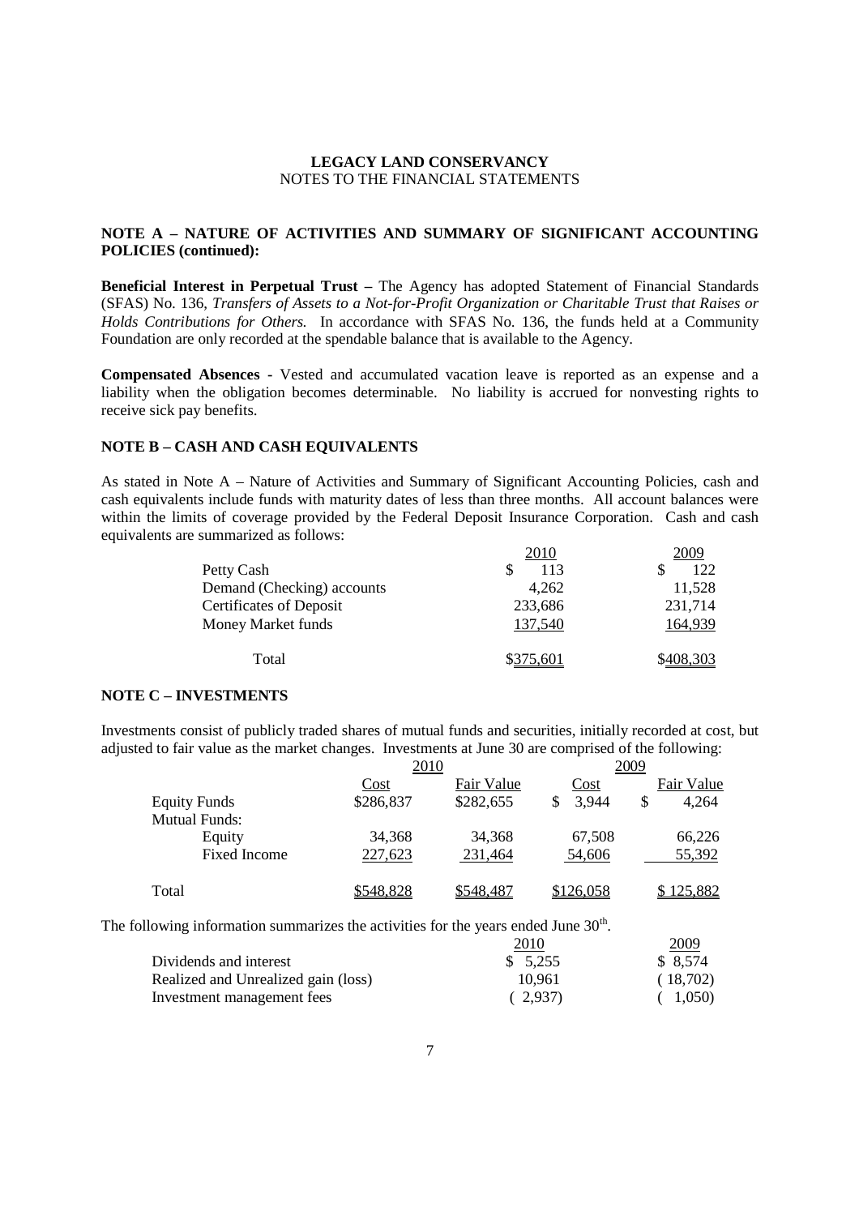**LEGACY LAND CONSERVANCY**
NOTES TO THE FINANCIAL STATEMENTS

## NOTE A – NATURE OF ACTIVITIES AND SUMMARY OF SIGNIFICANT ACCOUNTING POLICIES (continued):

**Beneficial Interest in Perpetual Trust –** The Agency has adopted Statement of Financial Standards (SFAS) No. 136, *Transfers of Assets to a Not-for-Profit Organization or Charitable Trust that Raises or Holds Contributions for Others.* In accordance with SFAS No. 136, the funds held at a Community Foundation are only recorded at the spendable balance that is available to the Agency.

**Compensated Absences** - Vested and accumulated vacation leave is reported as an expense and a liability when the obligation becomes determinable. No liability is accrued for nonvesting rights to receive sick pay benefits.

## NOTE B – CASH AND CASH EQUIVALENTS

As stated in Note A – Nature of Activities and Summary of Significant Accounting Policies, cash and cash equivalents include funds with maturity dates of less than three months. All account balances were within the limits of coverage provided by the Federal Deposit Insurance Corporation. Cash and cash equivalents are summarized as follows:

| | 2010 | 2009 |
|---|---|---|
| Petty Cash | $ 113 | $ 122 |
| Demand (Checking) accounts | 4,262 | 11,528 |
| Certificates of Deposit | 233,686 | 231,714 |
| Money Market funds | 137,540 | 164,939 |
| Total | $375,601 | $408,303 |

## NOTE C – INVESTMENTS

Investments consist of publicly traded shares of mutual funds and securities, initially recorded at cost, but adjusted to fair value as the market changes. Investments at June 30 are comprised of the following:

| | 2010 | | 2009 | |
|---|---|---|---|---|
| | Cost | Fair Value | Cost | Fair Value |
| Equity Funds | $286,837 | $282,655 | $ 3,944 | $ 4,264 |
| Mutual Funds: | | | | |
| Equity | 34,368 | 34,368 | 67,508 | 66,226 |
| Fixed Income | 227,623 | 231,464 | 54,606 | 55,392 |
| Total | $548,828 | $548,487 | $126,058 | $ 125,882 |

The following information summarizes the activities for the years ended June 30th.

| | 2010 | 2009 |
|---|---|---|
| Dividends and interest | $ 5,255 | $ 8,574 |
| Realized and Unrealized gain (loss) | 10,961 | ( 18,702) |
| Investment management fees | ( 2,937) | ( 1,050) |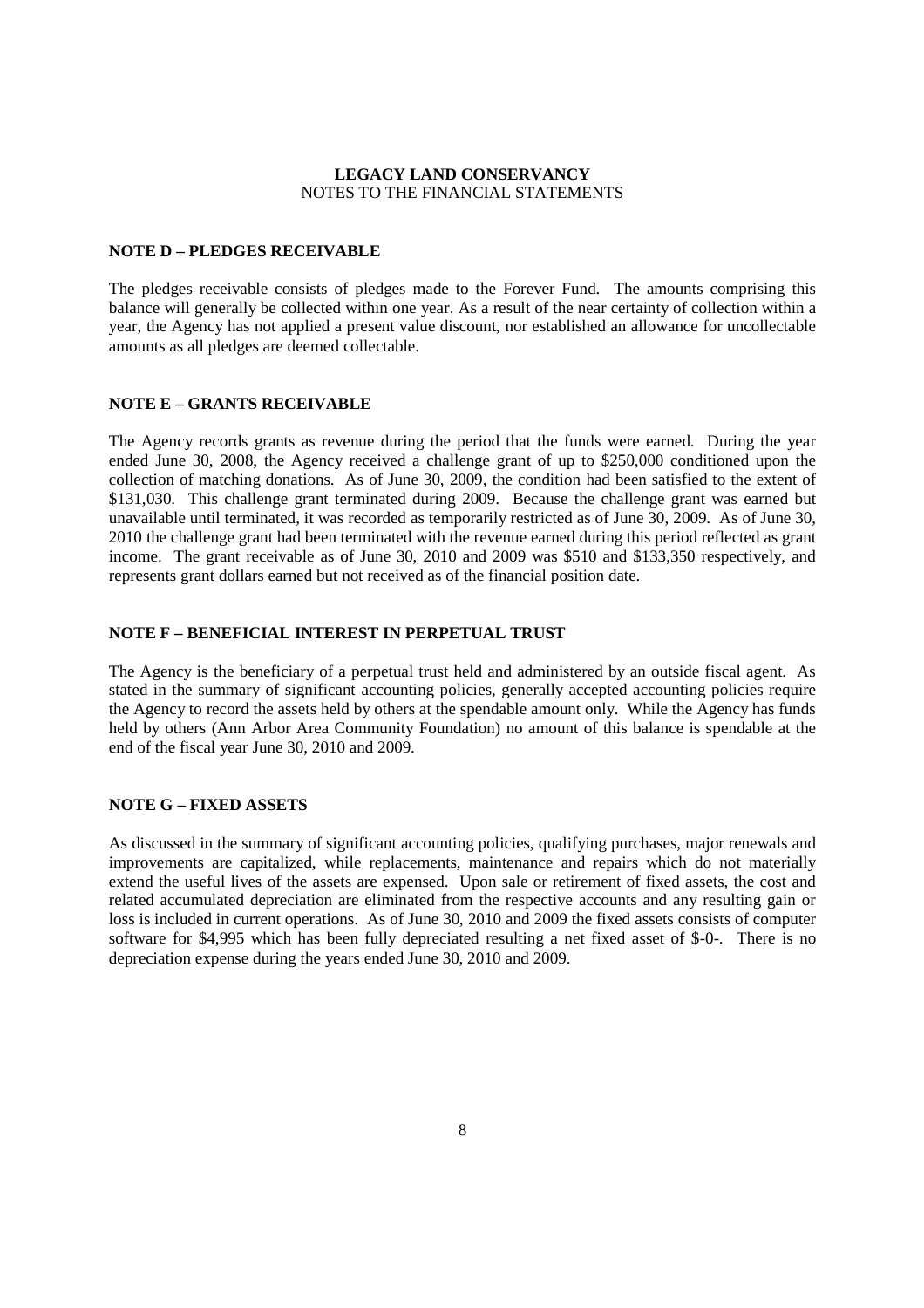**LEGACY LAND CONSERVANCY**
NOTES TO THE FINANCIAL STATEMENTS

## NOTE D – PLEDGES RECEIVABLE

The pledges receivable consists of pledges made to the Forever Fund. The amounts comprising this balance will generally be collected within one year. As a result of the near certainty of collection within a year, the Agency has not applied a present value discount, nor established an allowance for uncollectable amounts as all pledges are deemed collectable.

## NOTE E – GRANTS RECEIVABLE

The Agency records grants as revenue during the period that the funds were earned. During the year ended June 30, 2008, the Agency received a challenge grant of up to $250,000 conditioned upon the collection of matching donations. As of June 30, 2009, the condition had been satisfied to the extent of $131,030. This challenge grant terminated during 2009. Because the challenge grant was earned but unavailable until terminated, it was recorded as temporarily restricted as of June 30, 2009. As of June 30, 2010 the challenge grant had been terminated with the revenue earned during this period reflected as grant income. The grant receivable as of June 30, 2010 and 2009 was $510 and $133,350 respectively, and represents grant dollars earned but not received as of the financial position date.

## NOTE F – BENEFICIAL INTEREST IN PERPETUAL TRUST

The Agency is the beneficiary of a perpetual trust held and administered by an outside fiscal agent. As stated in the summary of significant accounting policies, generally accepted accounting policies require the Agency to record the assets held by others at the spendable amount only. While the Agency has funds held by others (Ann Arbor Area Community Foundation) no amount of this balance is spendable at the end of the fiscal year June 30, 2010 and 2009.

## NOTE G – FIXED ASSETS

As discussed in the summary of significant accounting policies, qualifying purchases, major renewals and improvements are capitalized, while replacements, maintenance and repairs which do not materially extend the useful lives of the assets are expensed. Upon sale or retirement of fixed assets, the cost and related accumulated depreciation are eliminated from the respective accounts and any resulting gain or loss is included in current operations. As of June 30, 2010 and 2009 the fixed assets consists of computer software for $4,995 which has been fully depreciated resulting a net fixed asset of $-0-. There is no depreciation expense during the years ended June 30, 2010 and 2009.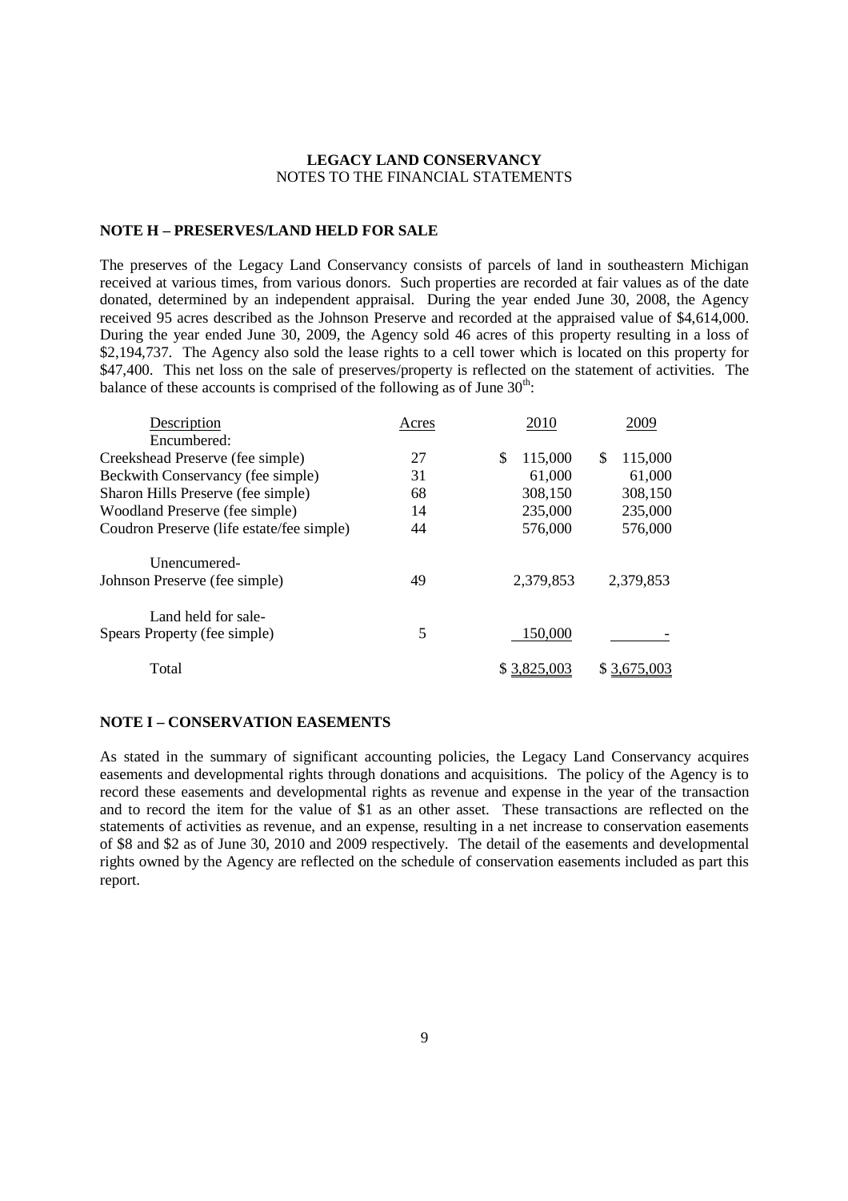**LEGACY LAND CONSERVANCY**
NOTES TO THE FINANCIAL STATEMENTS

**NOTE H – PRESERVES/LAND HELD FOR SALE**

The preserves of the Legacy Land Conservancy consists of parcels of land in southeastern Michigan received at various times, from various donors. Such properties are recorded at fair values as of the date donated, determined by an independent appraisal. During the year ended June 30, 2008, the Agency received 95 acres described as the Johnson Preserve and recorded at the appraised value of $4,614,000. During the year ended June 30, 2009, the Agency sold 46 acres of this property resulting in a loss of $2,194,737. The Agency also sold the lease rights to a cell tower which is located on this property for $47,400. This net loss on the sale of preserves/property is reflected on the statement of activities. The balance of these accounts is comprised of the following as of June 30th:

| Description | Acres | 2010 | 2009 |
|---|---|---|---|
| Encumbered: | | | |
| Creekshead Preserve (fee simple) | 27 | $ 115,000 | $ 115,000 |
| Beckwith Conservancy (fee simple) | 31 | 61,000 | 61,000 |
| Sharon Hills Preserve (fee simple) | 68 | 308,150 | 308,150 |
| Woodland Preserve (fee simple) | 14 | 235,000 | 235,000 |
| Coudron Preserve (life estate/fee simple) | 44 | 576,000 | 576,000 |
| Unencumered- | | | |
| Johnson Preserve (fee simple) | 49 | 2,379,853 | 2,379,853 |
| Land held for sale- | | | |
| Spears Property (fee simple) | 5 | 150,000 | - |
| Total | | $ 3,825,003 | $ 3,675,003 |

**NOTE I – CONSERVATION EASEMENTS**

As stated in the summary of significant accounting policies, the Legacy Land Conservancy acquires easements and developmental rights through donations and acquisitions. The policy of the Agency is to record these easements and developmental rights as revenue and expense in the year of the transaction and to record the item for the value of $1 as an other asset. These transactions are reflected on the statements of activities as revenue, and an expense, resulting in a net increase to conservation easements of $8 and $2 as of June 30, 2010 and 2009 respectively. The detail of the easements and developmental rights owned by the Agency are reflected on the schedule of conservation easements included as part this report.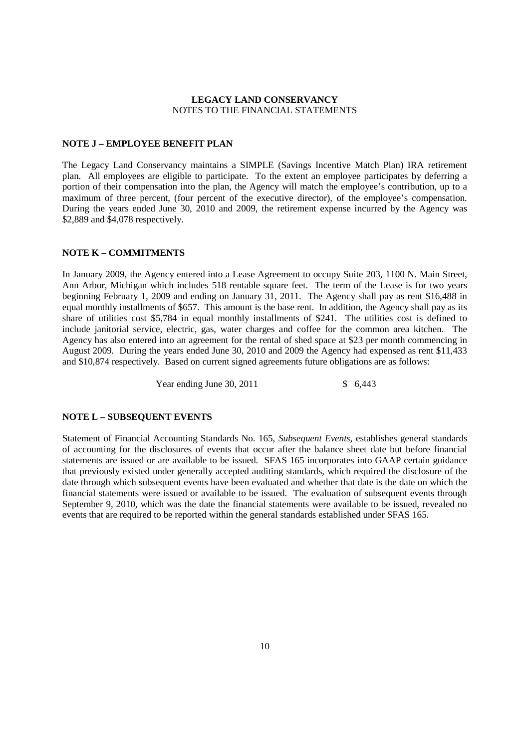**LEGACY LAND CONSERVANCY**
NOTES TO THE FINANCIAL STATEMENTS

## NOTE J – EMPLOYEE BENEFIT PLAN

The Legacy Land Conservancy maintains a SIMPLE (Savings Incentive Match Plan) IRA retirement plan. All employees are eligible to participate. To the extent an employee participates by deferring a portion of their compensation into the plan, the Agency will match the employee's contribution, up to a maximum of three percent, (four percent of the executive director), of the employee's compensation. During the years ended June 30, 2010 and 2009, the retirement expense incurred by the Agency was \$2,889 and \$4,078 respectively.

## NOTE K – COMMITMENTS

In January 2009, the Agency entered into a Lease Agreement to occupy Suite 203, 1100 N. Main Street, Ann Arbor, Michigan which includes 518 rentable square feet. The term of the Lease is for two years beginning February 1, 2009 and ending on January 31, 2011. The Agency shall pay as rent \$16,488 in equal monthly installments of \$657. This amount is the base rent. In addition, the Agency shall pay as its share of utilities cost \$5,784 in equal monthly installments of \$241. The utilities cost is defined to include janitorial service, electric, gas, water charges and coffee for the common area kitchen. The Agency has also entered into an agreement for the rental of shed space at \$23 per month commencing in August 2009. During the years ended June 30, 2010 and 2009 the Agency had expensed as rent \$11,433 and \$10,874 respectively. Based on current signed agreements future obligations are as follows:

| | |
|---|---|
| Year ending June 30, 2011 | \$ 6,443 |

## NOTE L – SUBSEQUENT EVENTS

Statement of Financial Accounting Standards No. 165, *Subsequent Events,* establishes general standards of accounting for the disclosures of events that occur after the balance sheet date but before financial statements are issued or are available to be issued. SFAS 165 incorporates into GAAP certain guidance that previously existed under generally accepted auditing standards, which required the disclosure of the date through which subsequent events have been evaluated and whether that date is the date on which the financial statements were issued or available to be issued. The evaluation of subsequent events through September 9, 2010, which was the date the financial statements were available to be issued, revealed no events that are required to be reported within the general standards established under SFAS 165.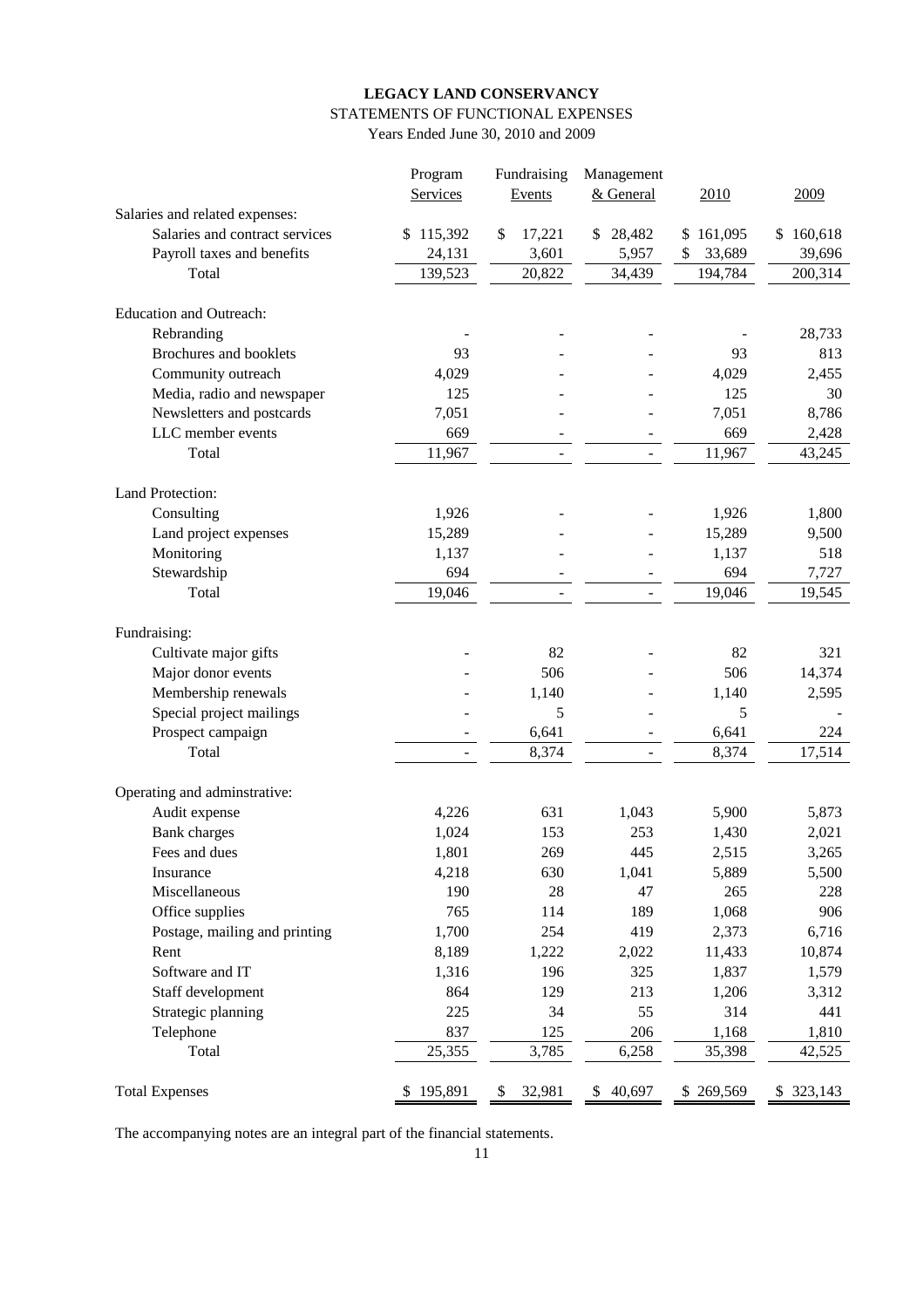**LEGACY LAND CONSERVANCY**

STATEMENTS OF FUNCTIONAL EXPENSES

Years Ended June 30, 2010 and 2009

| | Program Services | Fundraising Events | Management & General | 2010 | 2009 |
|---|---|---|---|---|---|
| Salaries and related expenses: | | | | | |
| Salaries and contract services | $ 115,392 | $ 17,221 | $ 28,482 | $ 161,095 | $ 160,618 |
| Payroll taxes and benefits | 24,131 | 3,601 | 5,957 | $ 33,689 | 39,696 |
| Total | 139,523 | 20,822 | 34,439 | 194,784 | 200,314 |
| Education and Outreach: | | | | | |
| Rebranding | - | - | - | - | 28,733 |
| Brochures and booklets | 93 | - | - | 93 | 813 |
| Community outreach | 4,029 | - | - | 4,029 | 2,455 |
| Media, radio and newspaper | 125 | - | - | 125 | 30 |
| Newsletters and postcards | 7,051 | - | - | 7,051 | 8,786 |
| LLC member events | 669 | - | - | 669 | 2,428 |
| Total | 11,967 | - | - | 11,967 | 43,245 |
| Land Protection: | | | | | |
| Consulting | 1,926 | - | - | 1,926 | 1,800 |
| Land project expenses | 15,289 | - | - | 15,289 | 9,500 |
| Monitoring | 1,137 | - | - | 1,137 | 518 |
| Stewardship | 694 | - | - | 694 | 7,727 |
| Total | 19,046 | - | - | 19,046 | 19,545 |
| Fundraising: | | | | | |
| Cultivate major gifts | - | 82 | - | 82 | 321 |
| Major donor events | - | 506 | - | 506 | 14,374 |
| Membership renewals | - | 1,140 | - | 1,140 | 2,595 |
| Special project mailings | - | 5 | - | 5 | - |
| Prospect campaign | - | 6,641 | - | 6,641 | 224 |
| Total | - | 8,374 | - | 8,374 | 17,514 |
| Operating and adminstrative: | | | | | |
| Audit expense | 4,226 | 631 | 1,043 | 5,900 | 5,873 |
| Bank charges | 1,024 | 153 | 253 | 1,430 | 2,021 |
| Fees and dues | 1,801 | 269 | 445 | 2,515 | 3,265 |
| Insurance | 4,218 | 630 | 1,041 | 5,889 | 5,500 |
| Miscellaneous | 190 | 28 | 47 | 265 | 228 |
| Office supplies | 765 | 114 | 189 | 1,068 | 906 |
| Postage, mailing and printing | 1,700 | 254 | 419 | 2,373 | 6,716 |
| Rent | 8,189 | 1,222 | 2,022 | 11,433 | 10,874 |
| Software and IT | 1,316 | 196 | 325 | 1,837 | 1,579 |
| Staff development | 864 | 129 | 213 | 1,206 | 3,312 |
| Strategic planning | 225 | 34 | 55 | 314 | 441 |
| Telephone | 837 | 125 | 206 | 1,168 | 1,810 |
| Total | 25,355 | 3,785 | 6,258 | 35,398 | 42,525 |
| Total Expenses | $ 195,891 | $ 32,981 | $ 40,697 | $ 269,569 | $ 323,143 |

The accompanying notes are an integral part of the financial statements.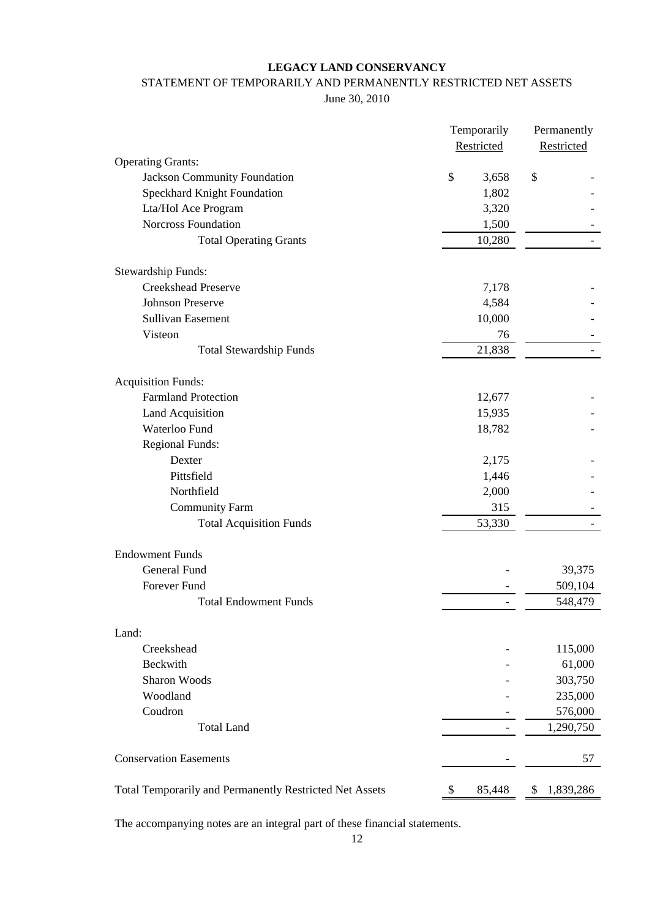**LEGACY LAND CONSERVANCY**

STATEMENT OF TEMPORARILY AND PERMANENTLY RESTRICTED NET ASSETS

June 30, 2010

| | Temporarily Restricted | Permanently Restricted |
|---|---|---|
| Operating Grants: | | |
| Jackson Community Foundation | $ 3,658 | $ - |
| Speckhard Knight Foundation | 1,802 | - |
| Lta/Hol Ace Program | 3,320 | - |
| Norcross Foundation | 1,500 | - |
| Total Operating Grants | 10,280 | - |
| Stewardship Funds: | | |
| Creekshead Preserve | 7,178 | - |
| Johnson Preserve | 4,584 | - |
| Sullivan Easement | 10,000 | - |
| Visteon | 76 | - |
| Total Stewardship Funds | 21,838 | - |
| Acquisition Funds: | | |
| Farmland Protection | 12,677 | - |
| Land Acquisition | 15,935 | - |
| Waterloo Fund | 18,782 | - |
| Regional Funds: | | |
| Dexter | 2,175 | - |
| Pittsfield | 1,446 | - |
| Northfield | 2,000 | - |
| Community Farm | 315 | - |
| Total Acquisition Funds | 53,330 | - |
| Endowment Funds | | |
| General Fund | - | 39,375 |
| Forever Fund | - | 509,104 |
| Total Endowment Funds | - | 548,479 |
| Land: | | |
| Creekshead | - | 115,000 |
| Beckwith | - | 61,000 |
| Sharon Woods | - | 303,750 |
| Woodland | - | 235,000 |
| Coudron | - | 576,000 |
| Total Land | - | 1,290,750 |
| Conservation Easements | - | 57 |
| Total Temporarily and Permanently Restricted Net Assets | $ 85,448 | $ 1,839,286 |

The accompanying notes are an integral part of these financial statements.